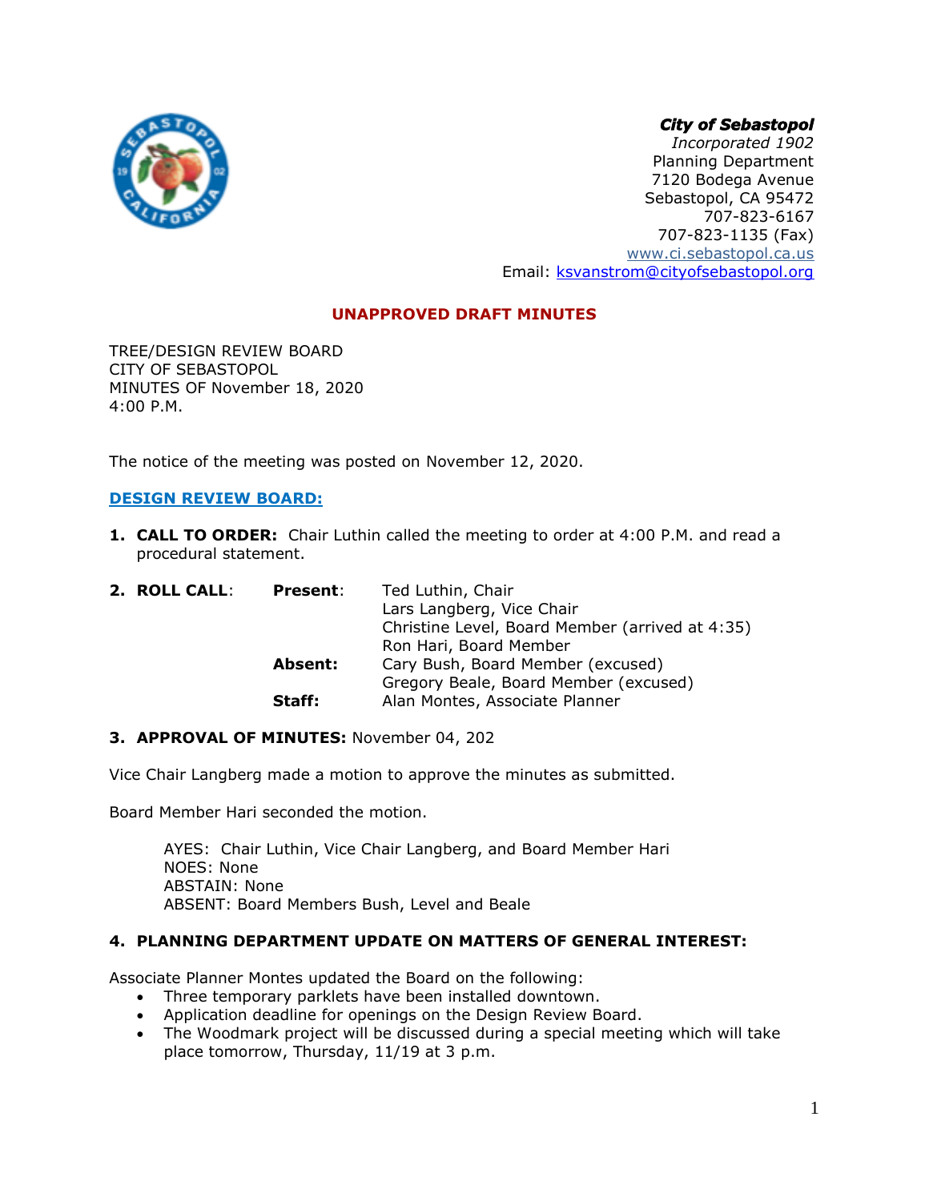***City of Sebastopol***
*Incorporated 1902*
Planning Department
7120 Bodega Avenue
Sebastopol, CA 95472
707-823-6167
707-823-1135 (Fax)
www.ci.sebastopol.ca.us
Email: ksvanstrom@cityofsebastopol.org

**UNAPPROVED DRAFT MINUTES**

TREE/DESIGN REVIEW BOARD
CITY OF SEBASTOPOL
MINUTES OF November 18, 2020
4:00 P.M.

The notice of the meeting was posted on November 12, 2020.

**DESIGN REVIEW BOARD:**

1. **CALL TO ORDER:** Chair Luthin called the meeting to order at 4:00 P.M. and read a procedural statement.

2. **ROLL CALL**:

| | | |
|---|---|---|
| **Present**: | Ted Luthin, Chair | |
| | Lars Langberg, Vice Chair | |
| | Christine Level, Board Member (arrived at 4:35) | |
| | Ron Hari, Board Member | |
| **Absent:** | Cary Bush, Board Member (excused) | |
| | Gregory Beale, Board Member (excused) | |
| **Staff:** | Alan Montes, Associate Planner | |

3. **APPROVAL OF MINUTES:** November 04, 202

Vice Chair Langberg made a motion to approve the minutes as submitted.

Board Member Hari seconded the motion.

AYES: Chair Luthin, Vice Chair Langberg, and Board Member Hari
NOES: None
ABSTAIN: None
ABSENT: Board Members Bush, Level and Beale

4. **PLANNING DEPARTMENT UPDATE ON MATTERS OF GENERAL INTEREST:**

Associate Planner Montes updated the Board on the following:

- Three temporary parklets have been installed downtown.
- Application deadline for openings on the Design Review Board.
- The Woodmark project will be discussed during a special meeting which will take place tomorrow, Thursday, 11/19 at 3 p.m.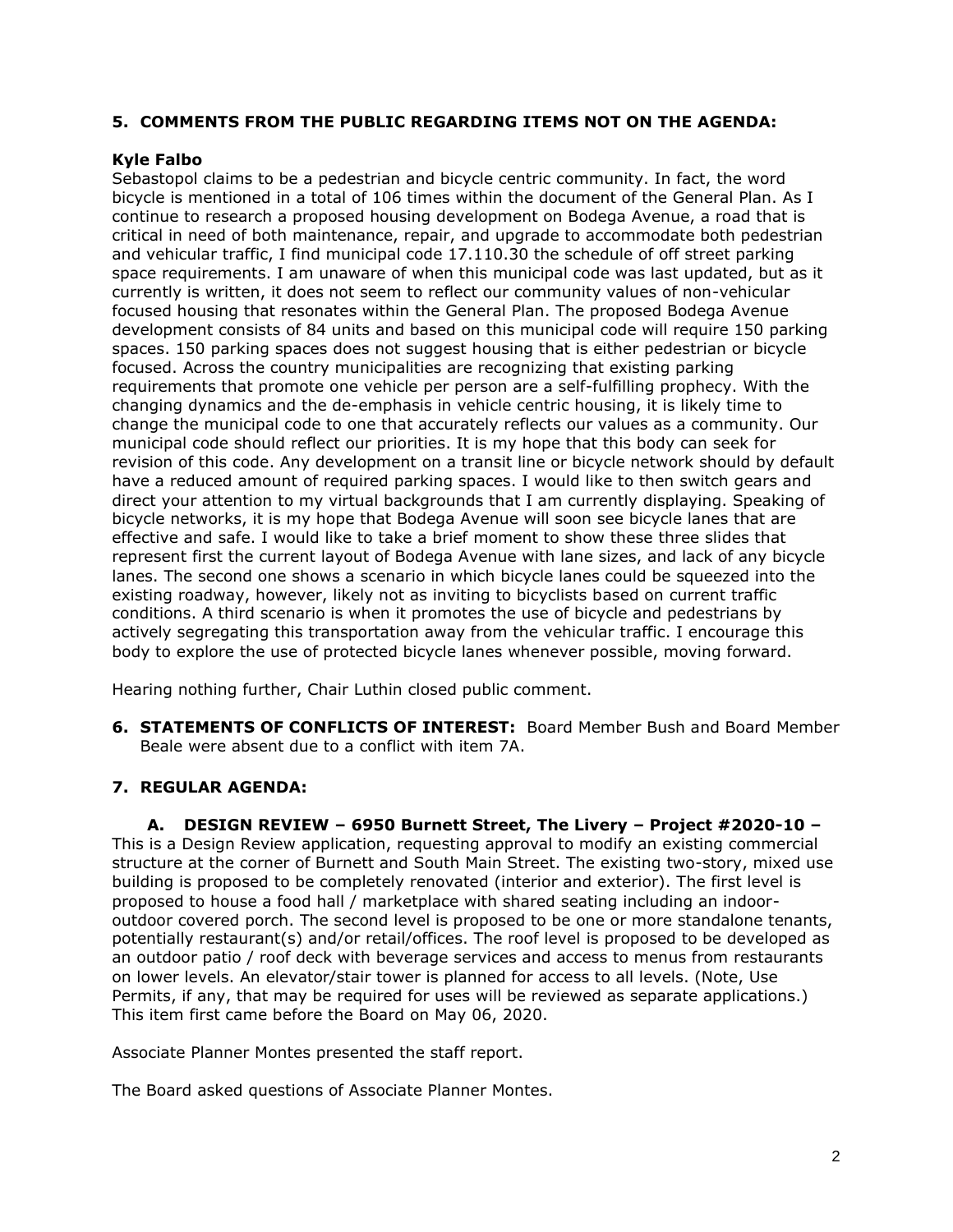## 5. COMMENTS FROM THE PUBLIC REGARDING ITEMS NOT ON THE AGENDA:

**Kyle Falbo**

Sebastopol claims to be a pedestrian and bicycle centric community. In fact, the word bicycle is mentioned in a total of 106 times within the document of the General Plan. As I continue to research a proposed housing development on Bodega Avenue, a road that is critical in need of both maintenance, repair, and upgrade to accommodate both pedestrian and vehicular traffic, I find municipal code 17.110.30 the schedule of off street parking space requirements. I am unaware of when this municipal code was last updated, but as it currently is written, it does not seem to reflect our community values of non-vehicular focused housing that resonates within the General Plan. The proposed Bodega Avenue development consists of 84 units and based on this municipal code will require 150 parking spaces. 150 parking spaces does not suggest housing that is either pedestrian or bicycle focused. Across the country municipalities are recognizing that existing parking requirements that promote one vehicle per person are a self-fulfilling prophecy. With the changing dynamics and the de-emphasis in vehicle centric housing, it is likely time to change the municipal code to one that accurately reflects our values as a community. Our municipal code should reflect our priorities. It is my hope that this body can seek for revision of this code. Any development on a transit line or bicycle network should by default have a reduced amount of required parking spaces. I would like to then switch gears and direct your attention to my virtual backgrounds that I am currently displaying. Speaking of bicycle networks, it is my hope that Bodega Avenue will soon see bicycle lanes that are effective and safe. I would like to take a brief moment to show these three slides that represent first the current layout of Bodega Avenue with lane sizes, and lack of any bicycle lanes. The second one shows a scenario in which bicycle lanes could be squeezed into the existing roadway, however, likely not as inviting to bicyclists based on current traffic conditions. A third scenario is when it promotes the use of bicycle and pedestrians by actively segregating this transportation away from the vehicular traffic. I encourage this body to explore the use of protected bicycle lanes whenever possible, moving forward.

Hearing nothing further, Chair Luthin closed public comment.

## 6. STATEMENTS OF CONFLICTS OF INTEREST:

Board Member Bush and Board Member Beale were absent due to a conflict with item 7A.

## 7. REGULAR AGENDA:

### A. DESIGN REVIEW – 6950 Burnett Street, The Livery – Project #2020-10 –

This is a Design Review application, requesting approval to modify an existing commercial structure at the corner of Burnett and South Main Street. The existing two-story, mixed use building is proposed to be completely renovated (interior and exterior). The first level is proposed to house a food hall / marketplace with shared seating including an indoor-outdoor covered porch. The second level is proposed to be one or more standalone tenants, potentially restaurant(s) and/or retail/offices. The roof level is proposed to be developed as an outdoor patio / roof deck with beverage services and access to menus from restaurants on lower levels. An elevator/stair tower is planned for access to all levels. (Note, Use Permits, if any, that may be required for uses will be reviewed as separate applications.) This item first came before the Board on May 06, 2020.

Associate Planner Montes presented the staff report.

The Board asked questions of Associate Planner Montes.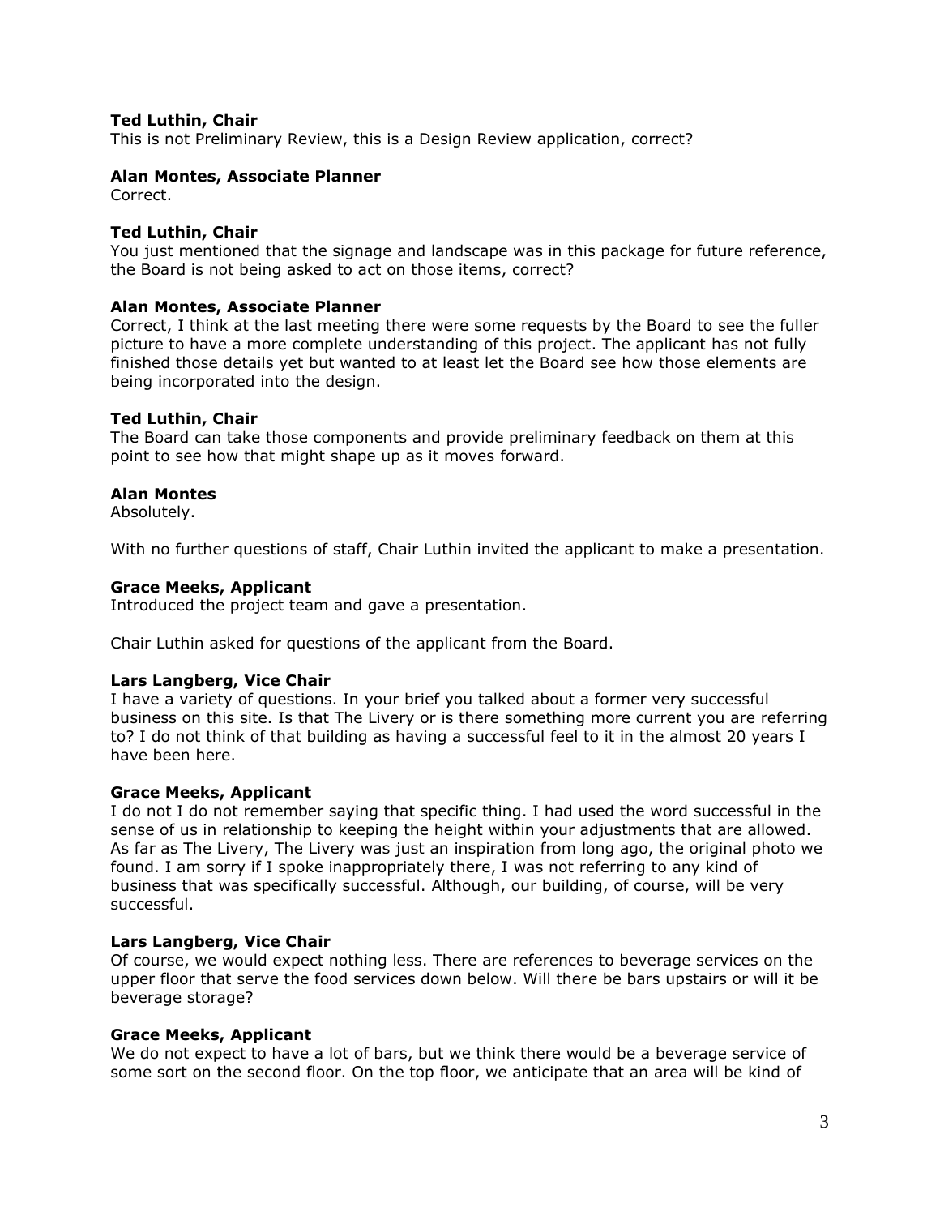**Ted Luthin, Chair**
This is not Preliminary Review, this is a Design Review application, correct?

**Alan Montes, Associate Planner**
Correct.

**Ted Luthin, Chair**
You just mentioned that the signage and landscape was in this package for future reference, the Board is not being asked to act on those items, correct?

**Alan Montes, Associate Planner**
Correct, I think at the last meeting there were some requests by the Board to see the fuller picture to have a more complete understanding of this project. The applicant has not fully finished those details yet but wanted to at least let the Board see how those elements are being incorporated into the design.

**Ted Luthin, Chair**
The Board can take those components and provide preliminary feedback on them at this point to see how that might shape up as it moves forward.

**Alan Montes**
Absolutely.

With no further questions of staff, Chair Luthin invited the applicant to make a presentation.

**Grace Meeks, Applicant**
Introduced the project team and gave a presentation.

Chair Luthin asked for questions of the applicant from the Board.

**Lars Langberg, Vice Chair**
I have a variety of questions. In your brief you talked about a former very successful business on this site. Is that The Livery or is there something more current you are referring to? I do not think of that building as having a successful feel to it in the almost 20 years I have been here.

**Grace Meeks, Applicant**
I do not I do not remember saying that specific thing. I had used the word successful in the sense of us in relationship to keeping the height within your adjustments that are allowed. As far as The Livery, The Livery was just an inspiration from long ago, the original photo we found. I am sorry if I spoke inappropriately there, I was not referring to any kind of business that was specifically successful. Although, our building, of course, will be very successful.

**Lars Langberg, Vice Chair**
Of course, we would expect nothing less. There are references to beverage services on the upper floor that serve the food services down below. Will there be bars upstairs or will it be beverage storage?

**Grace Meeks, Applicant**
We do not expect to have a lot of bars, but we think there would be a beverage service of some sort on the second floor. On the top floor, we anticipate that an area will be kind of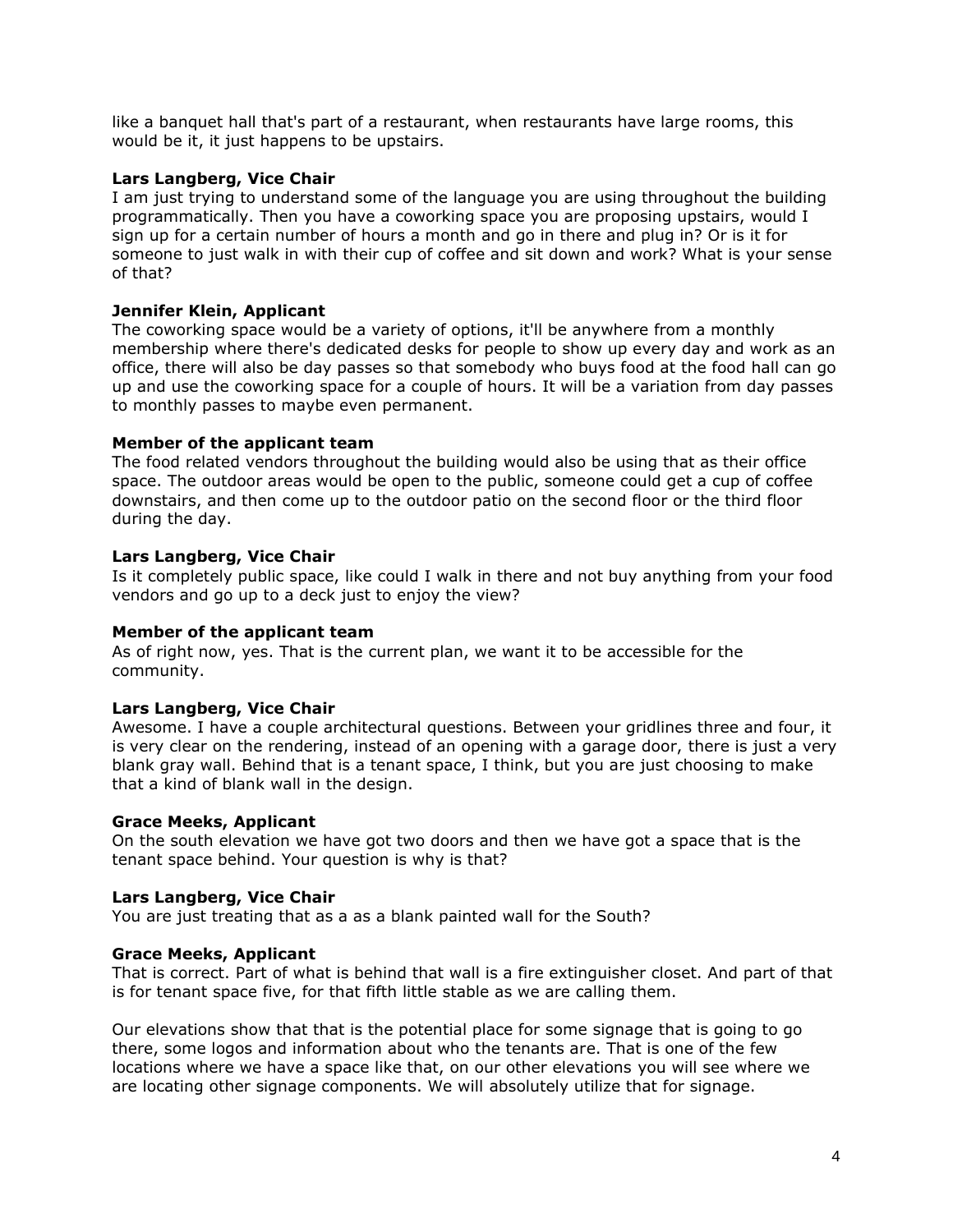like a banquet hall that's part of a restaurant, when restaurants have large rooms, this would be it, it just happens to be upstairs.

**Lars Langberg, Vice Chair**
I am just trying to understand some of the language you are using throughout the building programmatically. Then you have a coworking space you are proposing upstairs, would I sign up for a certain number of hours a month and go in there and plug in? Or is it for someone to just walk in with their cup of coffee and sit down and work? What is your sense of that?

**Jennifer Klein, Applicant**
The coworking space would be a variety of options, it'll be anywhere from a monthly membership where there's dedicated desks for people to show up every day and work as an office, there will also be day passes so that somebody who buys food at the food hall can go up and use the coworking space for a couple of hours. It will be a variation from day passes to monthly passes to maybe even permanent.

**Member of the applicant team**
The food related vendors throughout the building would also be using that as their office space. The outdoor areas would be open to the public, someone could get a cup of coffee downstairs, and then come up to the outdoor patio on the second floor or the third floor during the day.

**Lars Langberg, Vice Chair**
Is it completely public space, like could I walk in there and not buy anything from your food vendors and go up to a deck just to enjoy the view?

**Member of the applicant team**
As of right now, yes. That is the current plan, we want it to be accessible for the community.

**Lars Langberg, Vice Chair**
Awesome. I have a couple architectural questions. Between your gridlines three and four, it is very clear on the rendering, instead of an opening with a garage door, there is just a very blank gray wall. Behind that is a tenant space, I think, but you are just choosing to make that a kind of blank wall in the design.

**Grace Meeks, Applicant**
On the south elevation we have got two doors and then we have got a space that is the tenant space behind. Your question is why is that?

**Lars Langberg, Vice Chair**
You are just treating that as a as a blank painted wall for the South?

**Grace Meeks, Applicant**
That is correct. Part of what is behind that wall is a fire extinguisher closet. And part of that is for tenant space five, for that fifth little stable as we are calling them.

Our elevations show that that is the potential place for some signage that is going to go there, some logos and information about who the tenants are. That is one of the few locations where we have a space like that, on our other elevations you will see where we are locating other signage components. We will absolutely utilize that for signage.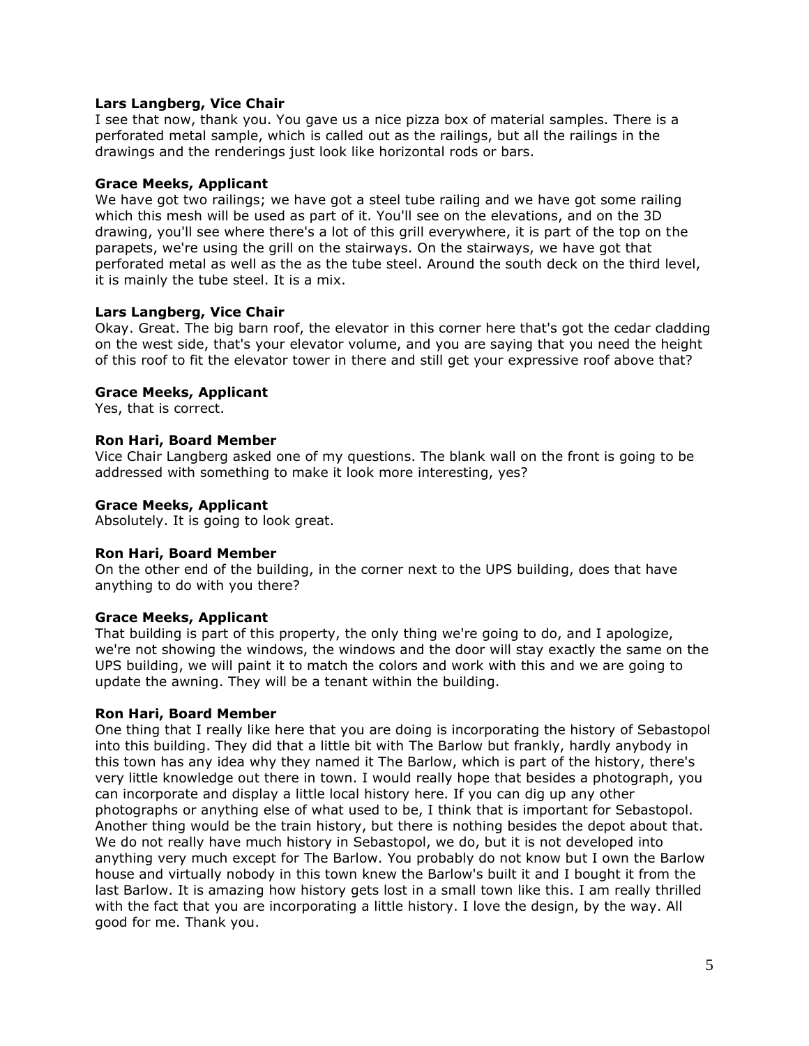**Lars Langberg, Vice Chair**
I see that now, thank you. You gave us a nice pizza box of material samples. There is a perforated metal sample, which is called out as the railings, but all the railings in the drawings and the renderings just look like horizontal rods or bars.

**Grace Meeks, Applicant**
We have got two railings; we have got a steel tube railing and we have got some railing which this mesh will be used as part of it. You'll see on the elevations, and on the 3D drawing, you'll see where there's a lot of this grill everywhere, it is part of the top on the parapets, we're using the grill on the stairways. On the stairways, we have got that perforated metal as well as the as the tube steel. Around the south deck on the third level, it is mainly the tube steel. It is a mix.

**Lars Langberg, Vice Chair**
Okay. Great. The big barn roof, the elevator in this corner here that's got the cedar cladding on the west side, that's your elevator volume, and you are saying that you need the height of this roof to fit the elevator tower in there and still get your expressive roof above that?

**Grace Meeks, Applicant**
Yes, that is correct.

**Ron Hari, Board Member**
Vice Chair Langberg asked one of my questions. The blank wall on the front is going to be addressed with something to make it look more interesting, yes?

**Grace Meeks, Applicant**
Absolutely. It is going to look great.

**Ron Hari, Board Member**
On the other end of the building, in the corner next to the UPS building, does that have anything to do with you there?

**Grace Meeks, Applicant**
That building is part of this property, the only thing we're going to do, and I apologize, we're not showing the windows, the windows and the door will stay exactly the same on the UPS building, we will paint it to match the colors and work with this and we are going to update the awning. They will be a tenant within the building.

**Ron Hari, Board Member**
One thing that I really like here that you are doing is incorporating the history of Sebastopol into this building. They did that a little bit with The Barlow but frankly, hardly anybody in this town has any idea why they named it The Barlow, which is part of the history, there's very little knowledge out there in town. I would really hope that besides a photograph, you can incorporate and display a little local history here. If you can dig up any other photographs or anything else of what used to be, I think that is important for Sebastopol. Another thing would be the train history, but there is nothing besides the depot about that. We do not really have much history in Sebastopol, we do, but it is not developed into anything very much except for The Barlow. You probably do not know but I own the Barlow house and virtually nobody in this town knew the Barlow's built it and I bought it from the last Barlow. It is amazing how history gets lost in a small town like this. I am really thrilled with the fact that you are incorporating a little history. I love the design, by the way. All good for me. Thank you.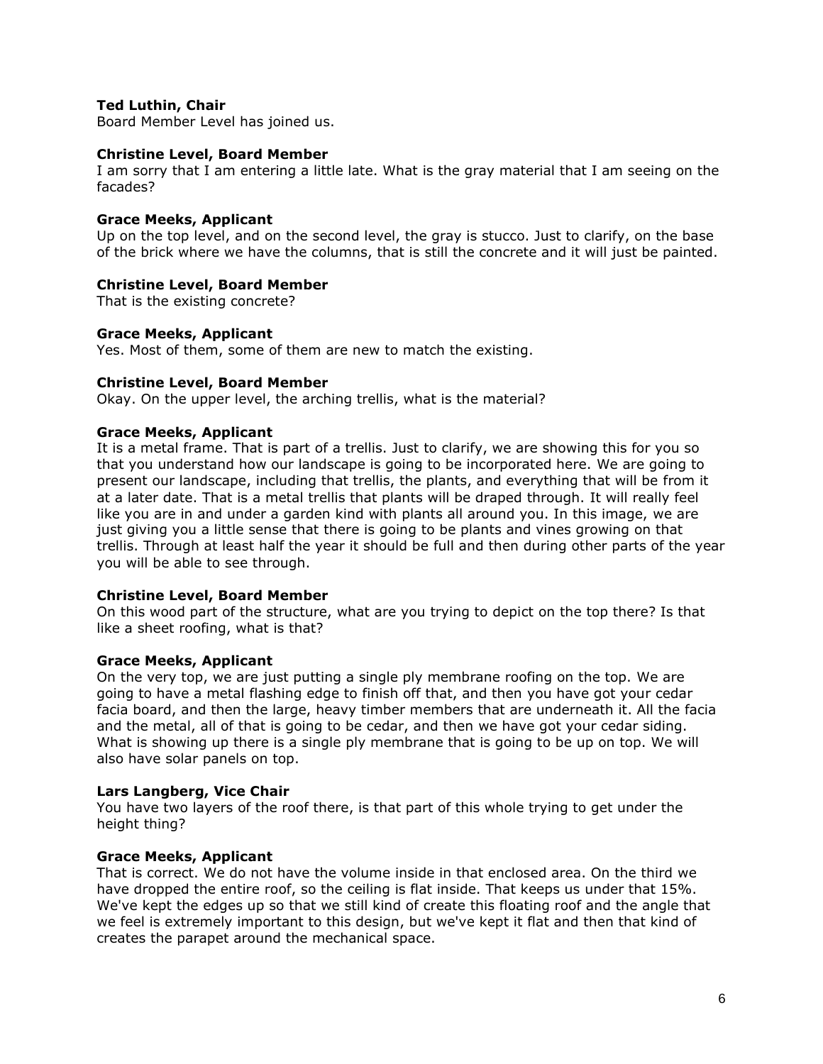**Ted Luthin, Chair**
Board Member Level has joined us.

**Christine Level, Board Member**
I am sorry that I am entering a little late. What is the gray material that I am seeing on the facades?

**Grace Meeks, Applicant**
Up on the top level, and on the second level, the gray is stucco. Just to clarify, on the base of the brick where we have the columns, that is still the concrete and it will just be painted.

**Christine Level, Board Member**
That is the existing concrete?

**Grace Meeks, Applicant**
Yes. Most of them, some of them are new to match the existing.

**Christine Level, Board Member**
Okay. On the upper level, the arching trellis, what is the material?

**Grace Meeks, Applicant**
It is a metal frame. That is part of a trellis. Just to clarify, we are showing this for you so that you understand how our landscape is going to be incorporated here. We are going to present our landscape, including that trellis, the plants, and everything that will be from it at a later date. That is a metal trellis that plants will be draped through. It will really feel like you are in and under a garden kind with plants all around you. In this image, we are just giving you a little sense that there is going to be plants and vines growing on that trellis. Through at least half the year it should be full and then during other parts of the year you will be able to see through.

**Christine Level, Board Member**
On this wood part of the structure, what are you trying to depict on the top there? Is that like a sheet roofing, what is that?

**Grace Meeks, Applicant**
On the very top, we are just putting a single ply membrane roofing on the top. We are going to have a metal flashing edge to finish off that, and then you have got your cedar facia board, and then the large, heavy timber members that are underneath it. All the facia and the metal, all of that is going to be cedar, and then we have got your cedar siding. What is showing up there is a single ply membrane that is going to be up on top. We will also have solar panels on top.

**Lars Langberg, Vice Chair**
You have two layers of the roof there, is that part of this whole trying to get under the height thing?

**Grace Meeks, Applicant**
That is correct. We do not have the volume inside in that enclosed area. On the third we have dropped the entire roof, so the ceiling is flat inside. That keeps us under that 15%. We've kept the edges up so that we still kind of create this floating roof and the angle that we feel is extremely important to this design, but we've kept it flat and then that kind of creates the parapet around the mechanical space.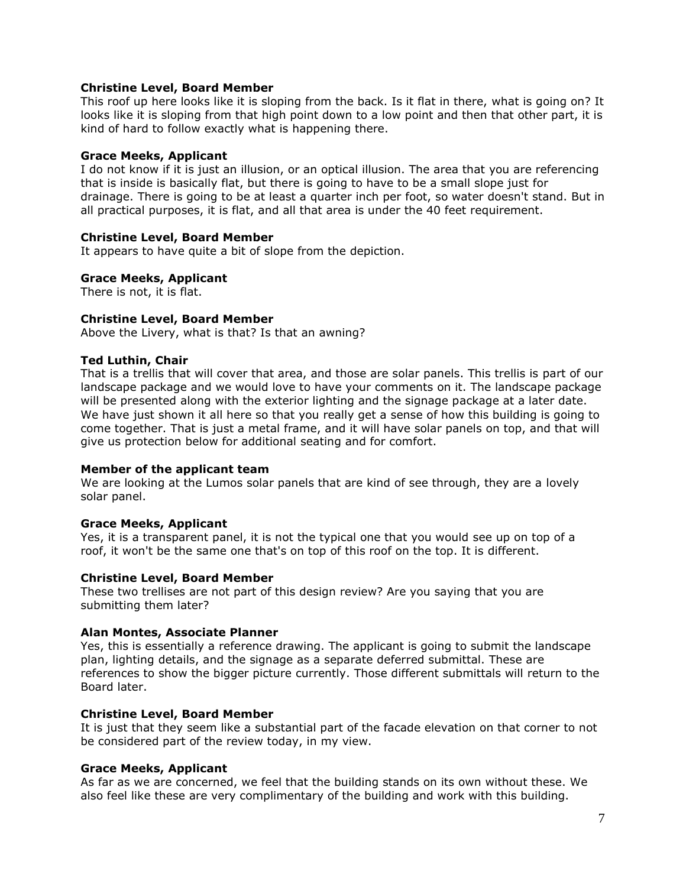**Christine Level, Board Member**
This roof up here looks like it is sloping from the back. Is it flat in there, what is going on? It looks like it is sloping from that high point down to a low point and then that other part, it is kind of hard to follow exactly what is happening there.

**Grace Meeks, Applicant**
I do not know if it is just an illusion, or an optical illusion. The area that you are referencing that is inside is basically flat, but there is going to have to be a small slope just for drainage. There is going to be at least a quarter inch per foot, so water doesn't stand. But in all practical purposes, it is flat, and all that area is under the 40 feet requirement.

**Christine Level, Board Member**
It appears to have quite a bit of slope from the depiction.

**Grace Meeks, Applicant**
There is not, it is flat.

**Christine Level, Board Member**
Above the Livery, what is that? Is that an awning?

**Ted Luthin, Chair**
That is a trellis that will cover that area, and those are solar panels. This trellis is part of our landscape package and we would love to have your comments on it. The landscape package will be presented along with the exterior lighting and the signage package at a later date. We have just shown it all here so that you really get a sense of how this building is going to come together. That is just a metal frame, and it will have solar panels on top, and that will give us protection below for additional seating and for comfort.

**Member of the applicant team**
We are looking at the Lumos solar panels that are kind of see through, they are a lovely solar panel.

**Grace Meeks, Applicant**
Yes, it is a transparent panel, it is not the typical one that you would see up on top of a roof, it won't be the same one that's on top of this roof on the top. It is different.

**Christine Level, Board Member**
These two trellises are not part of this design review? Are you saying that you are submitting them later?

**Alan Montes, Associate Planner**
Yes, this is essentially a reference drawing. The applicant is going to submit the landscape plan, lighting details, and the signage as a separate deferred submittal. These are references to show the bigger picture currently. Those different submittals will return to the Board later.

**Christine Level, Board Member**
It is just that they seem like a substantial part of the facade elevation on that corner to not be considered part of the review today, in my view.

**Grace Meeks, Applicant**
As far as we are concerned, we feel that the building stands on its own without these. We also feel like these are very complimentary of the building and work with this building.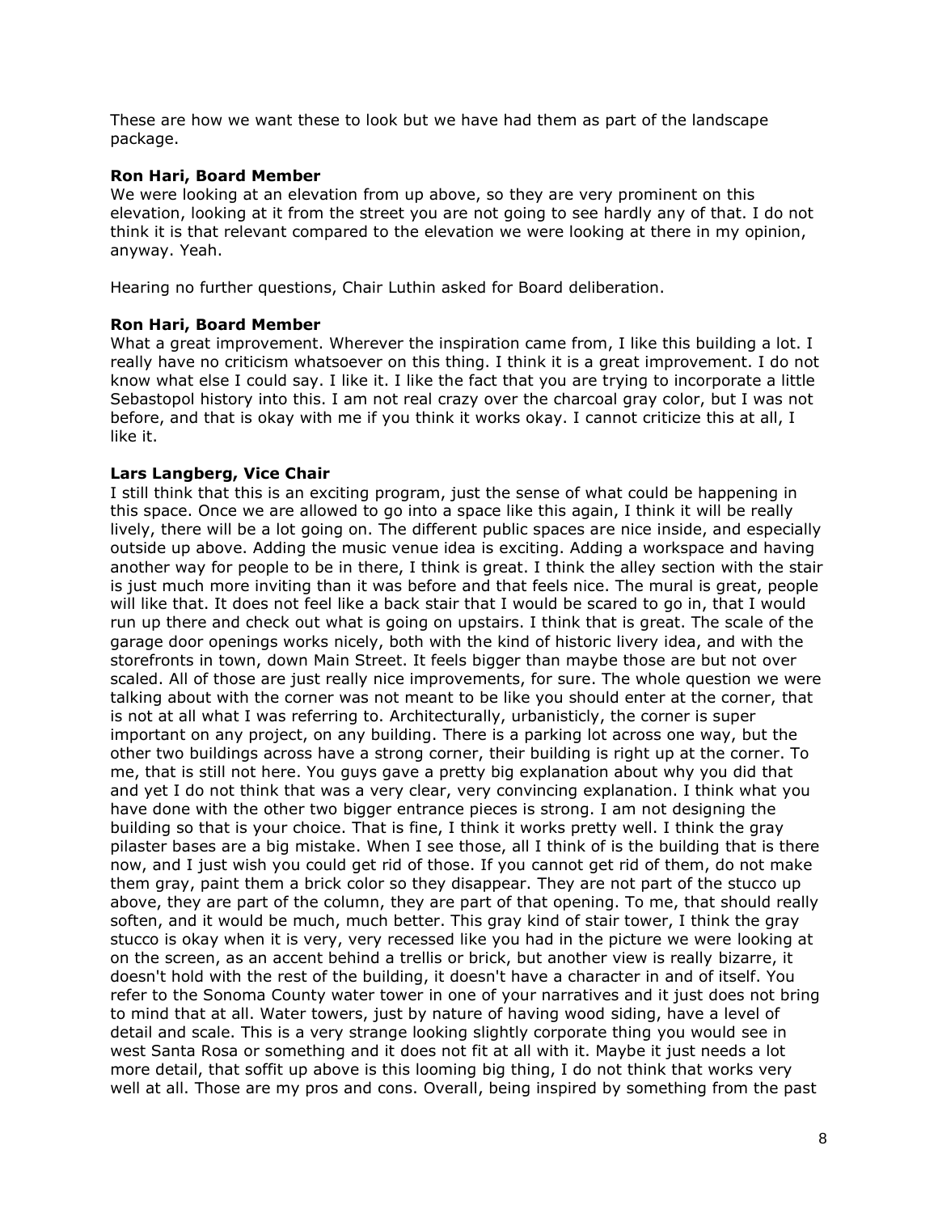These are how we want these to look but we have had them as part of the landscape package.

**Ron Hari, Board Member**
We were looking at an elevation from up above, so they are very prominent on this elevation, looking at it from the street you are not going to see hardly any of that. I do not think it is that relevant compared to the elevation we were looking at there in my opinion, anyway. Yeah.

Hearing no further questions, Chair Luthin asked for Board deliberation.

**Ron Hari, Board Member**
What a great improvement. Wherever the inspiration came from, I like this building a lot. I really have no criticism whatsoever on this thing. I think it is a great improvement. I do not know what else I could say. I like it. I like the fact that you are trying to incorporate a little Sebastopol history into this. I am not real crazy over the charcoal gray color, but I was not before, and that is okay with me if you think it works okay. I cannot criticize this at all, I like it.

**Lars Langberg, Vice Chair**
I still think that this is an exciting program, just the sense of what could be happening in this space. Once we are allowed to go into a space like this again, I think it will be really lively, there will be a lot going on. The different public spaces are nice inside, and especially outside up above. Adding the music venue idea is exciting. Adding a workspace and having another way for people to be in there, I think is great. I think the alley section with the stair is just much more inviting than it was before and that feels nice. The mural is great, people will like that. It does not feel like a back stair that I would be scared to go in, that I would run up there and check out what is going on upstairs. I think that is great. The scale of the garage door openings works nicely, both with the kind of historic livery idea, and with the storefronts in town, down Main Street. It feels bigger than maybe those are but not over scaled. All of those are just really nice improvements, for sure. The whole question we were talking about with the corner was not meant to be like you should enter at the corner, that is not at all what I was referring to. Architecturally, urbanisticly, the corner is super important on any project, on any building. There is a parking lot across one way, but the other two buildings across have a strong corner, their building is right up at the corner. To me, that is still not here. You guys gave a pretty big explanation about why you did that and yet I do not think that was a very clear, very convincing explanation. I think what you have done with the other two bigger entrance pieces is strong. I am not designing the building so that is your choice. That is fine, I think it works pretty well. I think the gray pilaster bases are a big mistake. When I see those, all I think of is the building that is there now, and I just wish you could get rid of those. If you cannot get rid of them, do not make them gray, paint them a brick color so they disappear. They are not part of the stucco up above, they are part of the column, they are part of that opening. To me, that should really soften, and it would be much, much better. This gray kind of stair tower, I think the gray stucco is okay when it is very, very recessed like you had in the picture we were looking at on the screen, as an accent behind a trellis or brick, but another view is really bizarre, it doesn't hold with the rest of the building, it doesn't have a character in and of itself. You refer to the Sonoma County water tower in one of your narratives and it just does not bring to mind that at all. Water towers, just by nature of having wood siding, have a level of detail and scale. This is a very strange looking slightly corporate thing you would see in west Santa Rosa or something and it does not fit at all with it. Maybe it just needs a lot more detail, that soffit up above is this looming big thing, I do not think that works very well at all. Those are my pros and cons. Overall, being inspired by something from the past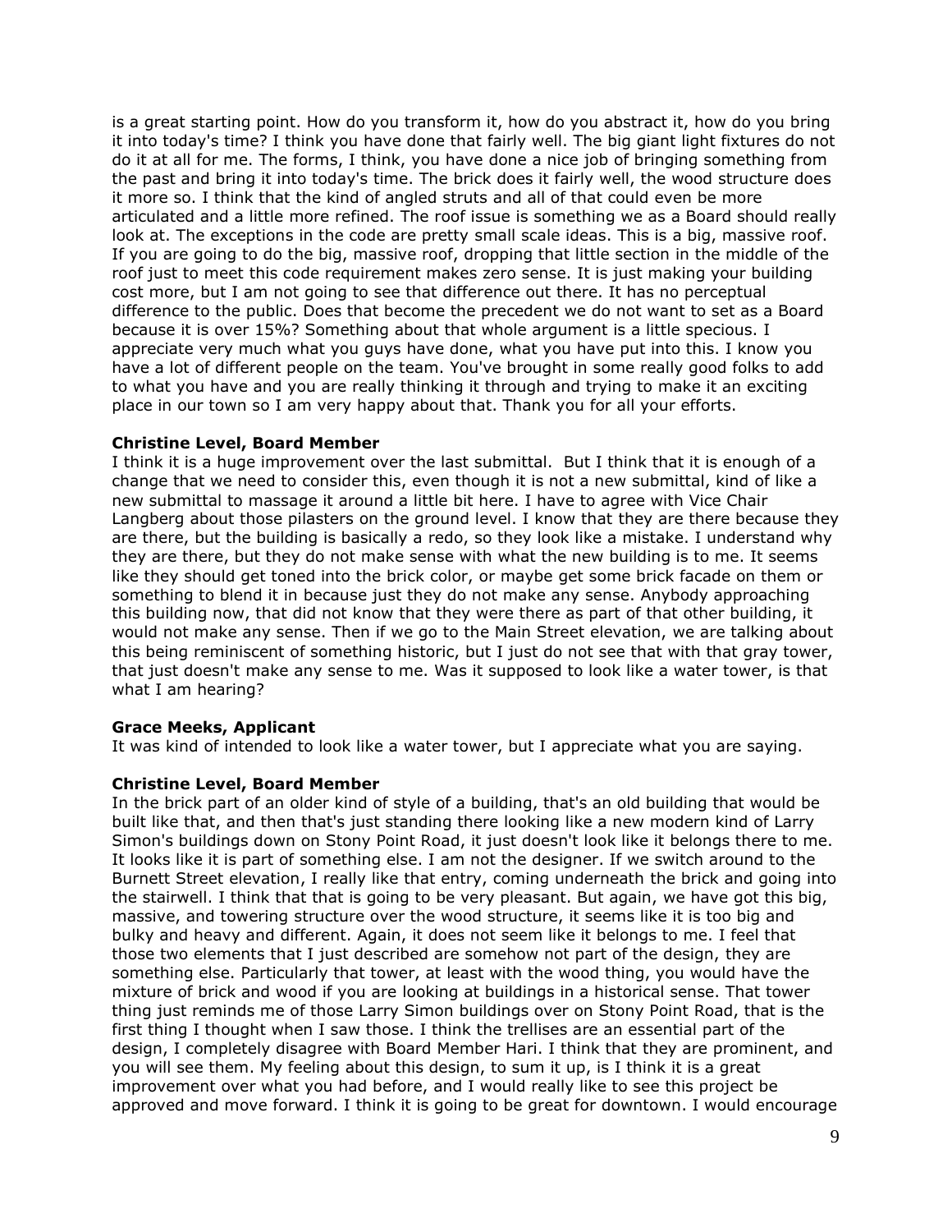is a great starting point. How do you transform it, how do you abstract it, how do you bring it into today's time? I think you have done that fairly well. The big giant light fixtures do not do it at all for me. The forms, I think, you have done a nice job of bringing something from the past and bring it into today's time. The brick does it fairly well, the wood structure does it more so. I think that the kind of angled struts and all of that could even be more articulated and a little more refined. The roof issue is something we as a Board should really look at. The exceptions in the code are pretty small scale ideas. This is a big, massive roof. If you are going to do the big, massive roof, dropping that little section in the middle of the roof just to meet this code requirement makes zero sense. It is just making your building cost more, but I am not going to see that difference out there. It has no perceptual difference to the public. Does that become the precedent we do not want to set as a Board because it is over 15%? Something about that whole argument is a little specious. I appreciate very much what you guys have done, what you have put into this. I know you have a lot of different people on the team. You've brought in some really good folks to add to what you have and you are really thinking it through and trying to make it an exciting place in our town so I am very happy about that. Thank you for all your efforts.

**Christine Level, Board Member**
I think it is a huge improvement over the last submittal. But I think that it is enough of a change that we need to consider this, even though it is not a new submittal, kind of like a new submittal to massage it around a little bit here. I have to agree with Vice Chair Langberg about those pilasters on the ground level. I know that they are there because they are there, but the building is basically a redo, so they look like a mistake. I understand why they are there, but they do not make sense with what the new building is to me. It seems like they should get toned into the brick color, or maybe get some brick facade on them or something to blend it in because just they do not make any sense. Anybody approaching this building now, that did not know that they were there as part of that other building, it would not make any sense. Then if we go to the Main Street elevation, we are talking about this being reminiscent of something historic, but I just do not see that with that gray tower, that just doesn't make any sense to me. Was it supposed to look like a water tower, is that what I am hearing?

**Grace Meeks, Applicant**
It was kind of intended to look like a water tower, but I appreciate what you are saying.

**Christine Level, Board Member**
In the brick part of an older kind of style of a building, that's an old building that would be built like that, and then that's just standing there looking like a new modern kind of Larry Simon's buildings down on Stony Point Road, it just doesn't look like it belongs there to me. It looks like it is part of something else. I am not the designer. If we switch around to the Burnett Street elevation, I really like that entry, coming underneath the brick and going into the stairwell. I think that that is going to be very pleasant. But again, we have got this big, massive, and towering structure over the wood structure, it seems like it is too big and bulky and heavy and different. Again, it does not seem like it belongs to me. I feel that those two elements that I just described are somehow not part of the design, they are something else. Particularly that tower, at least with the wood thing, you would have the mixture of brick and wood if you are looking at buildings in a historical sense. That tower thing just reminds me of those Larry Simon buildings over on Stony Point Road, that is the first thing I thought when I saw those. I think the trellises are an essential part of the design, I completely disagree with Board Member Hari. I think that they are prominent, and you will see them. My feeling about this design, to sum it up, is I think it is a great improvement over what you had before, and I would really like to see this project be approved and move forward. I think it is going to be great for downtown. I would encourage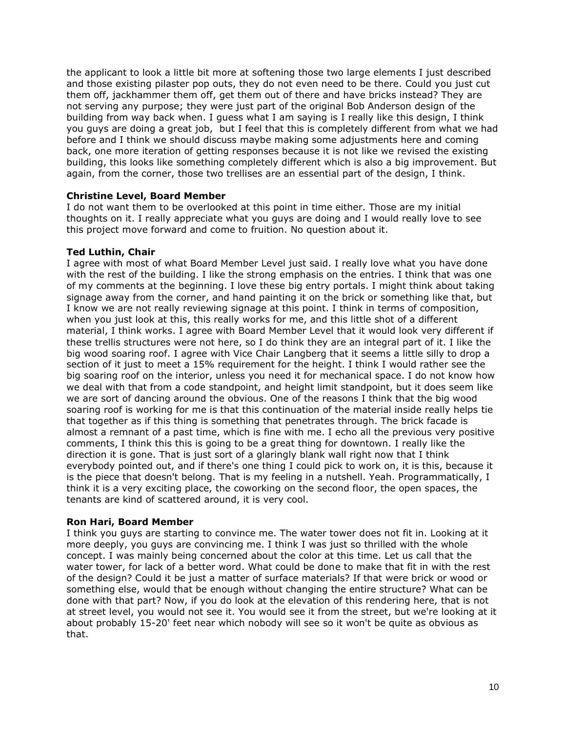the applicant to look a little bit more at softening those two large elements I just described and those existing pilaster pop outs, they do not even need to be there. Could you just cut them off, jackhammer them off, get them out of there and have bricks instead? They are not serving any purpose; they were just part of the original Bob Anderson design of the building from way back when. I guess what I am saying is I really like this design, I think you guys are doing a great job, but I feel that this is completely different from what we had before and I think we should discuss maybe making some adjustments here and coming back, one more iteration of getting responses because it is not like we revised the existing building, this looks like something completely different which is also a big improvement. But again, from the corner, those two trellises are an essential part of the design, I think.

**Christine Level, Board Member**

I do not want them to be overlooked at this point in time either. Those are my initial thoughts on it. I really appreciate what you guys are doing and I would really love to see this project move forward and come to fruition. No question about it.

**Ted Luthin, Chair**

I agree with most of what Board Member Level just said. I really love what you have done with the rest of the building. I like the strong emphasis on the entries. I think that was one of my comments at the beginning. I love these big entry portals. I might think about taking signage away from the corner, and hand painting it on the brick or something like that, but I know we are not really reviewing signage at this point. I think in terms of composition, when you just look at this, this really works for me, and this little shot of a different material, I think works. I agree with Board Member Level that it would look very different if these trellis structures were not here, so I do think they are an integral part of it. I like the big wood soaring roof. I agree with Vice Chair Langberg that it seems a little silly to drop a section of it just to meet a 15% requirement for the height. I think I would rather see the big soaring roof on the interior, unless you need it for mechanical space. I do not know how we deal with that from a code standpoint, and height limit standpoint, but it does seem like we are sort of dancing around the obvious. One of the reasons I think that the big wood soaring roof is working for me is that this continuation of the material inside really helps tie that together as if this thing is something that penetrates through. The brick facade is almost a remnant of a past time, which is fine with me. I echo all the previous very positive comments, I think this this is going to be a great thing for downtown. I really like the direction it is gone. That is just sort of a glaringly blank wall right now that I think everybody pointed out, and if there's one thing I could pick to work on, it is this, because it is the piece that doesn't belong. That is my feeling in a nutshell. Yeah. Programmatically, I think it is a very exciting place, the coworking on the second floor, the open spaces, the tenants are kind of scattered around, it is very cool.

**Ron Hari, Board Member**

I think you guys are starting to convince me. The water tower does not fit in. Looking at it more deeply, you guys are convincing me. I think I was just so thrilled with the whole concept. I was mainly being concerned about the color at this time. Let us call that the water tower, for lack of a better word. What could be done to make that fit in with the rest of the design? Could it be just a matter of surface materials? If that were brick or wood or something else, would that be enough without changing the entire structure? What can be done with that part? Now, if you do look at the elevation of this rendering here, that is not at street level, you would not see it. You would see it from the street, but we're looking at it about probably 15-20' feet near which nobody will see so it won't be quite as obvious as that.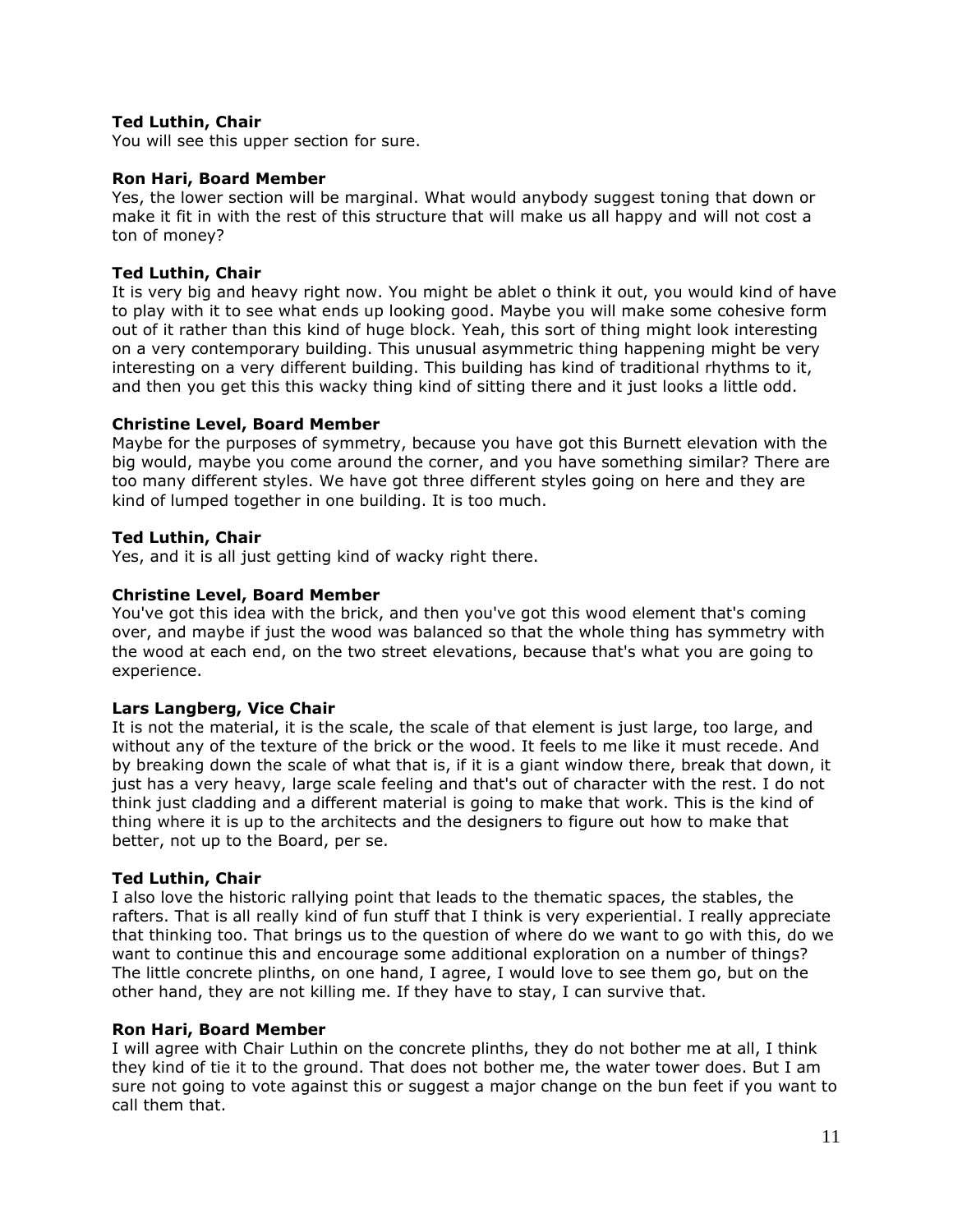**Ted Luthin, Chair**
You will see this upper section for sure.

**Ron Hari, Board Member**
Yes, the lower section will be marginal. What would anybody suggest toning that down or make it fit in with the rest of this structure that will make us all happy and will not cost a ton of money?

**Ted Luthin, Chair**
It is very big and heavy right now. You might be ablet o think it out, you would kind of have to play with it to see what ends up looking good. Maybe you will make some cohesive form out of it rather than this kind of huge block. Yeah, this sort of thing might look interesting on a very contemporary building. This unusual asymmetric thing happening might be very interesting on a very different building. This building has kind of traditional rhythms to it, and then you get this this wacky thing kind of sitting there and it just looks a little odd.

**Christine Level, Board Member**
Maybe for the purposes of symmetry, because you have got this Burnett elevation with the big would, maybe you come around the corner, and you have something similar? There are too many different styles. We have got three different styles going on here and they are kind of lumped together in one building. It is too much.

**Ted Luthin, Chair**
Yes, and it is all just getting kind of wacky right there.

**Christine Level, Board Member**
You've got this idea with the brick, and then you've got this wood element that's coming over, and maybe if just the wood was balanced so that the whole thing has symmetry with the wood at each end, on the two street elevations, because that's what you are going to experience.

**Lars Langberg, Vice Chair**
It is not the material, it is the scale, the scale of that element is just large, too large, and without any of the texture of the brick or the wood. It feels to me like it must recede. And by breaking down the scale of what that is, if it is a giant window there, break that down, it just has a very heavy, large scale feeling and that's out of character with the rest. I do not think just cladding and a different material is going to make that work. This is the kind of thing where it is up to the architects and the designers to figure out how to make that better, not up to the Board, per se.

**Ted Luthin, Chair**
I also love the historic rallying point that leads to the thematic spaces, the stables, the rafters. That is all really kind of fun stuff that I think is very experiential. I really appreciate that thinking too. That brings us to the question of where do we want to go with this, do we want to continue this and encourage some additional exploration on a number of things? The little concrete plinths, on one hand, I agree, I would love to see them go, but on the other hand, they are not killing me. If they have to stay, I can survive that.

**Ron Hari, Board Member**
I will agree with Chair Luthin on the concrete plinths, they do not bother me at all, I think they kind of tie it to the ground. That does not bother me, the water tower does. But I am sure not going to vote against this or suggest a major change on the bun feet if you want to call them that.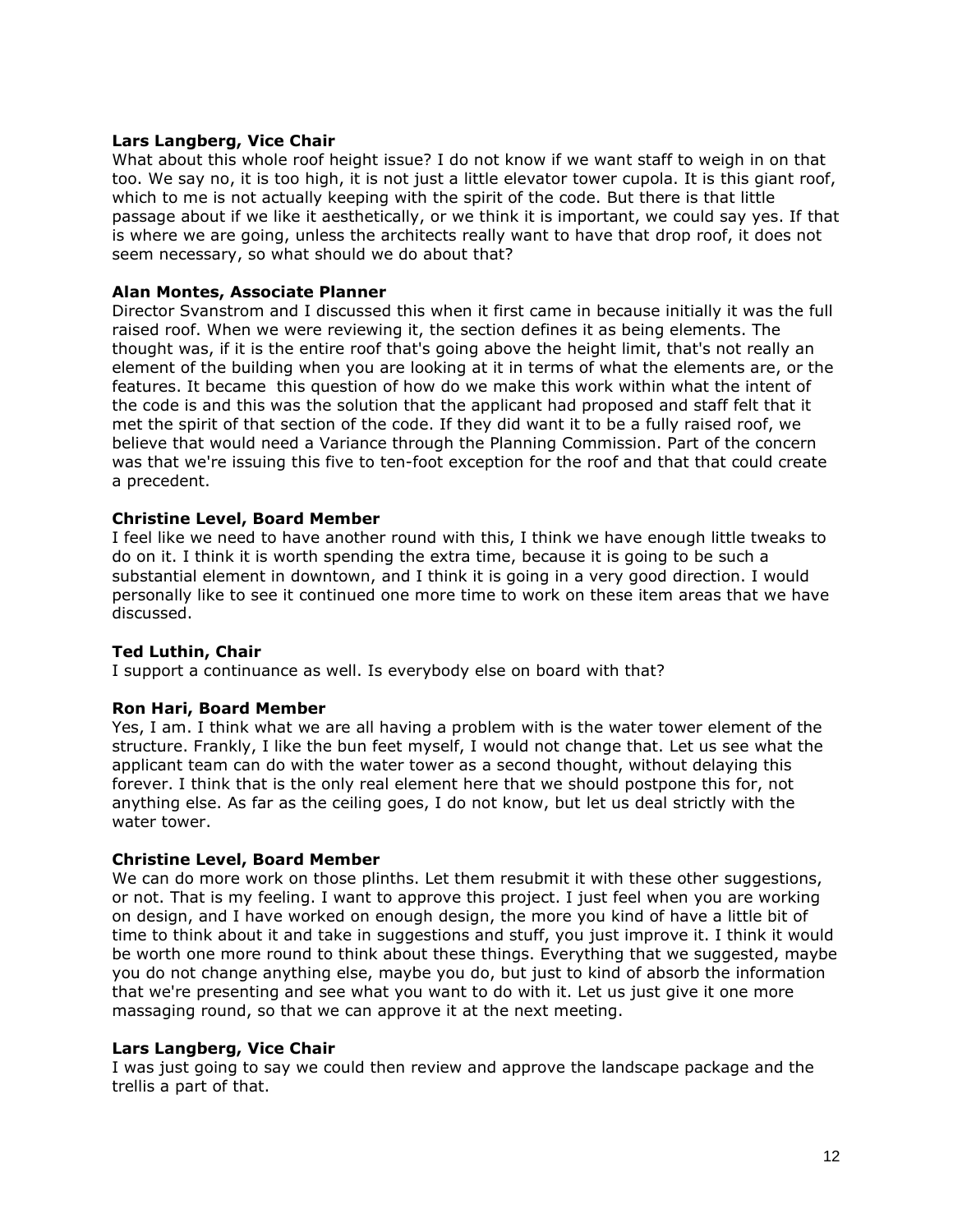**Lars Langberg, Vice Chair**
What about this whole roof height issue? I do not know if we want staff to weigh in on that too. We say no, it is too high, it is not just a little elevator tower cupola. It is this giant roof, which to me is not actually keeping with the spirit of the code. But there is that little passage about if we like it aesthetically, or we think it is important, we could say yes. If that is where we are going, unless the architects really want to have that drop roof, it does not seem necessary, so what should we do about that?

**Alan Montes, Associate Planner**
Director Svanstrom and I discussed this when it first came in because initially it was the full raised roof. When we were reviewing it, the section defines it as being elements. The thought was, if it is the entire roof that's going above the height limit, that's not really an element of the building when you are looking at it in terms of what the elements are, or the features. It became this question of how do we make this work within what the intent of the code is and this was the solution that the applicant had proposed and staff felt that it met the spirit of that section of the code. If they did want it to be a fully raised roof, we believe that would need a Variance through the Planning Commission. Part of the concern was that we're issuing this five to ten-foot exception for the roof and that that could create a precedent.

**Christine Level, Board Member**
I feel like we need to have another round with this, I think we have enough little tweaks to do on it. I think it is worth spending the extra time, because it is going to be such a substantial element in downtown, and I think it is going in a very good direction. I would personally like to see it continued one more time to work on these item areas that we have discussed.

**Ted Luthin, Chair**
I support a continuance as well. Is everybody else on board with that?

**Ron Hari, Board Member**
Yes, I am. I think what we are all having a problem with is the water tower element of the structure. Frankly, I like the bun feet myself, I would not change that. Let us see what the applicant team can do with the water tower as a second thought, without delaying this forever. I think that is the only real element here that we should postpone this for, not anything else. As far as the ceiling goes, I do not know, but let us deal strictly with the water tower.

**Christine Level, Board Member**
We can do more work on those plinths. Let them resubmit it with these other suggestions, or not. That is my feeling. I want to approve this project. I just feel when you are working on design, and I have worked on enough design, the more you kind of have a little bit of time to think about it and take in suggestions and stuff, you just improve it. I think it would be worth one more round to think about these things. Everything that we suggested, maybe you do not change anything else, maybe you do, but just to kind of absorb the information that we're presenting and see what you want to do with it. Let us just give it one more massaging round, so that we can approve it at the next meeting.

**Lars Langberg, Vice Chair**
I was just going to say we could then review and approve the landscape package and the trellis a part of that.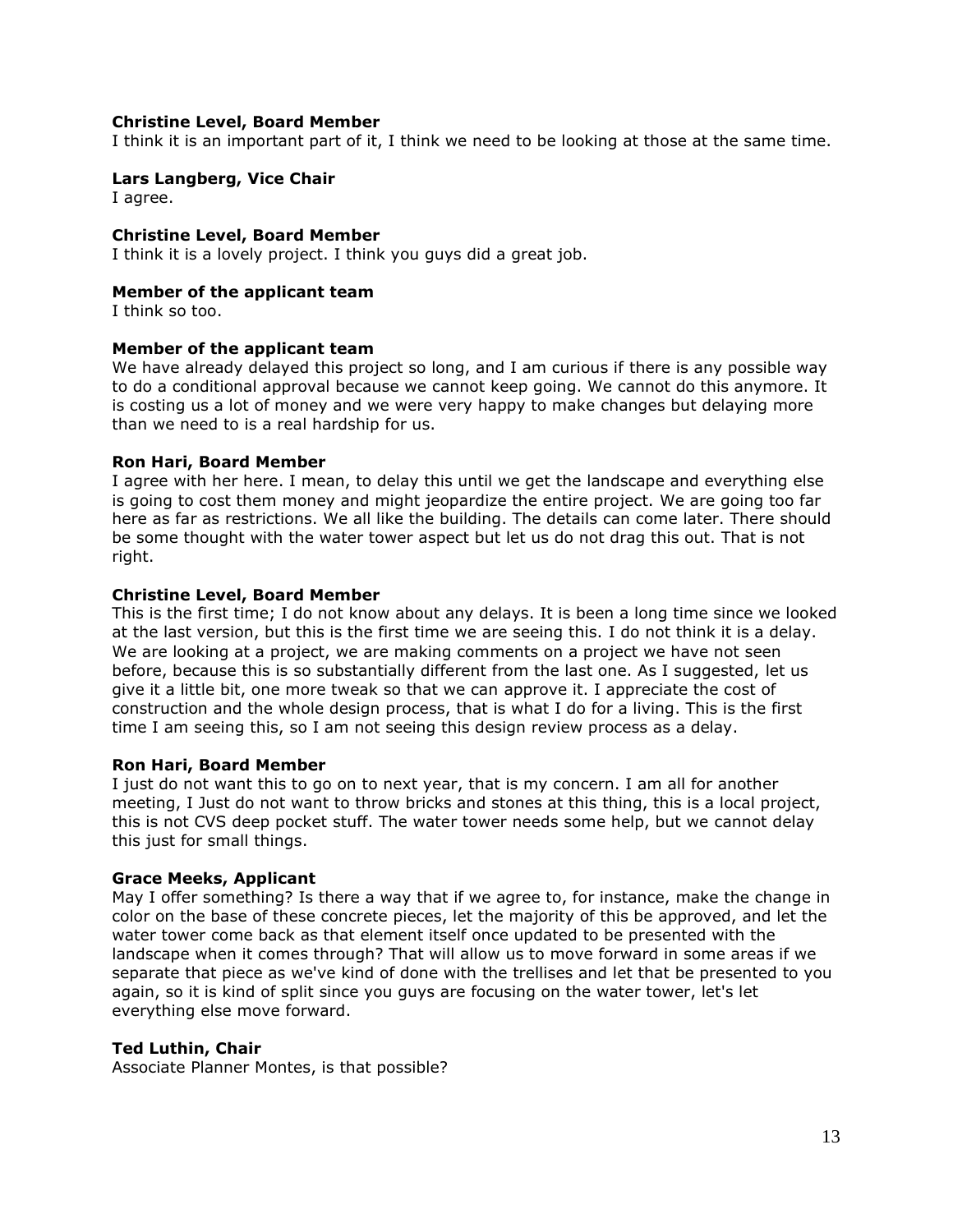**Christine Level, Board Member**
I think it is an important part of it, I think we need to be looking at those at the same time.

**Lars Langberg, Vice Chair**
I agree.

**Christine Level, Board Member**
I think it is a lovely project. I think you guys did a great job.

**Member of the applicant team**
I think so too.

**Member of the applicant team**
We have already delayed this project so long, and I am curious if there is any possible way to do a conditional approval because we cannot keep going. We cannot do this anymore. It is costing us a lot of money and we were very happy to make changes but delaying more than we need to is a real hardship for us.

**Ron Hari, Board Member**
I agree with her here. I mean, to delay this until we get the landscape and everything else is going to cost them money and might jeopardize the entire project. We are going too far here as far as restrictions. We all like the building. The details can come later. There should be some thought with the water tower aspect but let us do not drag this out. That is not right.

**Christine Level, Board Member**
This is the first time; I do not know about any delays. It is been a long time since we looked at the last version, but this is the first time we are seeing this. I do not think it is a delay. We are looking at a project, we are making comments on a project we have not seen before, because this is so substantially different from the last one. As I suggested, let us give it a little bit, one more tweak so that we can approve it. I appreciate the cost of construction and the whole design process, that is what I do for a living. This is the first time I am seeing this, so I am not seeing this design review process as a delay.

**Ron Hari, Board Member**
I just do not want this to go on to next year, that is my concern. I am all for another meeting, I Just do not want to throw bricks and stones at this thing, this is a local project, this is not CVS deep pocket stuff. The water tower needs some help, but we cannot delay this just for small things.

**Grace Meeks, Applicant**
May I offer something? Is there a way that if we agree to, for instance, make the change in color on the base of these concrete pieces, let the majority of this be approved, and let the water tower come back as that element itself once updated to be presented with the landscape when it comes through? That will allow us to move forward in some areas if we separate that piece as we've kind of done with the trellises and let that be presented to you again, so it is kind of split since you guys are focusing on the water tower, let's let everything else move forward.

**Ted Luthin, Chair**
Associate Planner Montes, is that possible?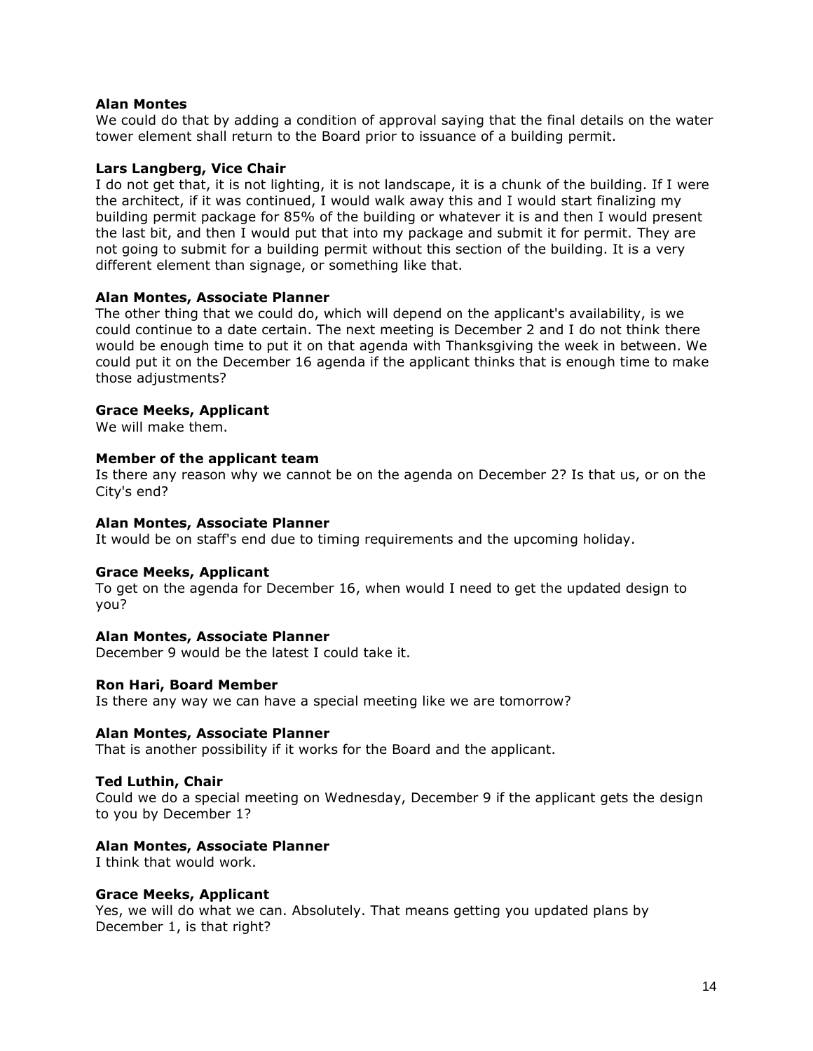**Alan Montes**
We could do that by adding a condition of approval saying that the final details on the water tower element shall return to the Board prior to issuance of a building permit.

**Lars Langberg, Vice Chair**
I do not get that, it is not lighting, it is not landscape, it is a chunk of the building. If I were the architect, if it was continued, I would walk away this and I would start finalizing my building permit package for 85% of the building or whatever it is and then I would present the last bit, and then I would put that into my package and submit it for permit. They are not going to submit for a building permit without this section of the building. It is a very different element than signage, or something like that.

**Alan Montes, Associate Planner**
The other thing that we could do, which will depend on the applicant's availability, is we could continue to a date certain. The next meeting is December 2 and I do not think there would be enough time to put it on that agenda with Thanksgiving the week in between. We could put it on the December 16 agenda if the applicant thinks that is enough time to make those adjustments?

**Grace Meeks, Applicant**
We will make them.

**Member of the applicant team**
Is there any reason why we cannot be on the agenda on December 2? Is that us, or on the City's end?

**Alan Montes, Associate Planner**
It would be on staff's end due to timing requirements and the upcoming holiday.

**Grace Meeks, Applicant**
To get on the agenda for December 16, when would I need to get the updated design to you?

**Alan Montes, Associate Planner**
December 9 would be the latest I could take it.

**Ron Hari, Board Member**
Is there any way we can have a special meeting like we are tomorrow?

**Alan Montes, Associate Planner**
That is another possibility if it works for the Board and the applicant.

**Ted Luthin, Chair**
Could we do a special meeting on Wednesday, December 9 if the applicant gets the design to you by December 1?

**Alan Montes, Associate Planner**
I think that would work.

**Grace Meeks, Applicant**
Yes, we will do what we can. Absolutely. That means getting you updated plans by December 1, is that right?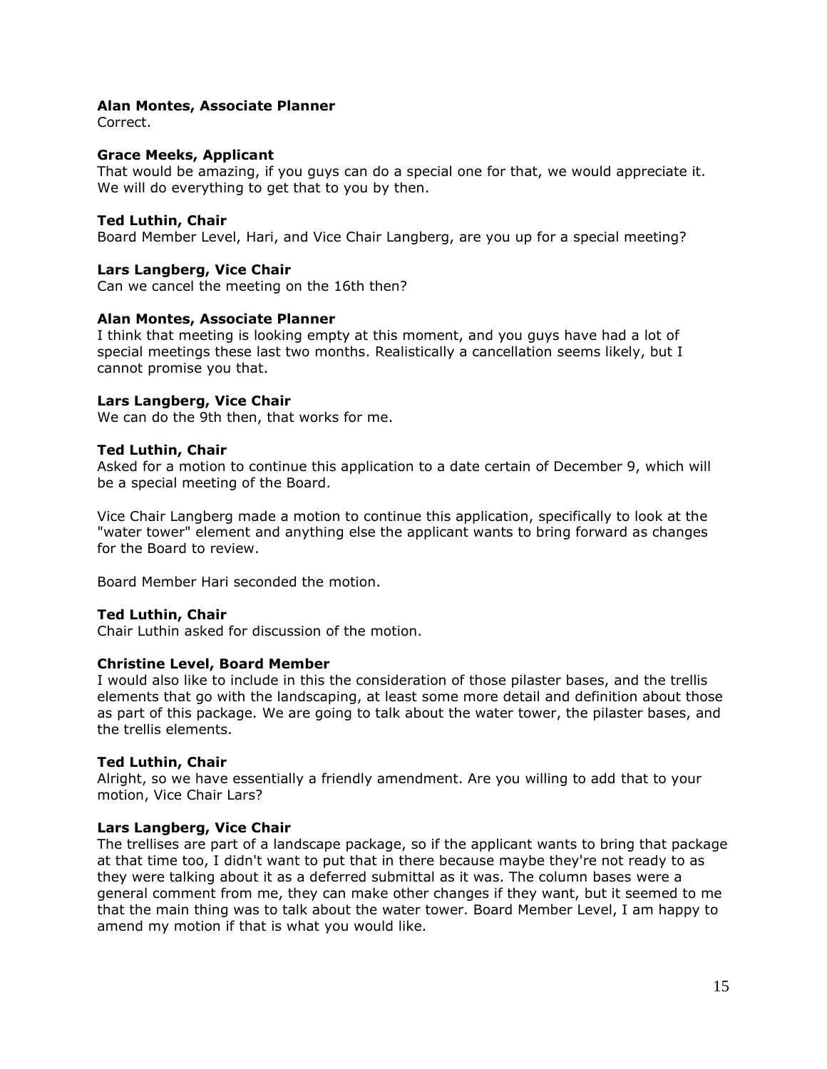**Alan Montes, Associate Planner**
Correct.

**Grace Meeks, Applicant**
That would be amazing, if you guys can do a special one for that, we would appreciate it. We will do everything to get that to you by then.

**Ted Luthin, Chair**
Board Member Level, Hari, and Vice Chair Langberg, are you up for a special meeting?

**Lars Langberg, Vice Chair**
Can we cancel the meeting on the 16th then?

**Alan Montes, Associate Planner**
I think that meeting is looking empty at this moment, and you guys have had a lot of special meetings these last two months. Realistically a cancellation seems likely, but I cannot promise you that.

**Lars Langberg, Vice Chair**
We can do the 9th then, that works for me.

**Ted Luthin, Chair**
Asked for a motion to continue this application to a date certain of December 9, which will be a special meeting of the Board.

Vice Chair Langberg made a motion to continue this application, specifically to look at the "water tower" element and anything else the applicant wants to bring forward as changes for the Board to review.

Board Member Hari seconded the motion.

**Ted Luthin, Chair**
Chair Luthin asked for discussion of the motion.

**Christine Level, Board Member**
I would also like to include in this the consideration of those pilaster bases, and the trellis elements that go with the landscaping, at least some more detail and definition about those as part of this package. We are going to talk about the water tower, the pilaster bases, and the trellis elements.

**Ted Luthin, Chair**
Alright, so we have essentially a friendly amendment. Are you willing to add that to your motion, Vice Chair Lars?

**Lars Langberg, Vice Chair**
The trellises are part of a landscape package, so if the applicant wants to bring that package at that time too, I didn't want to put that in there because maybe they're not ready to as they were talking about it as a deferred submittal as it was. The column bases were a general comment from me, they can make other changes if they want, but it seemed to me that the main thing was to talk about the water tower. Board Member Level, I am happy to amend my motion if that is what you would like.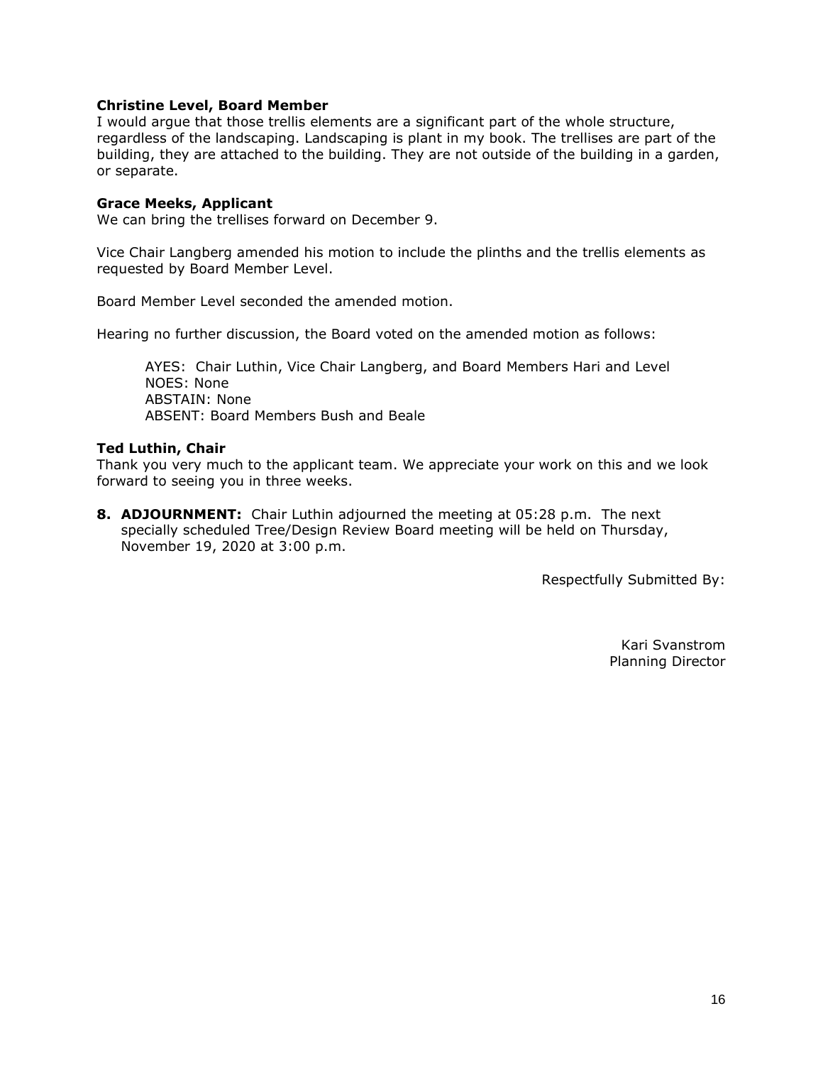**Christine Level, Board Member**
I would argue that those trellis elements are a significant part of the whole structure, regardless of the landscaping. Landscaping is plant in my book. The trellises are part of the building, they are attached to the building. They are not outside of the building in a garden, or separate.

**Grace Meeks, Applicant**
We can bring the trellises forward on December 9.

Vice Chair Langberg amended his motion to include the plinths and the trellis elements as requested by Board Member Level.

Board Member Level seconded the amended motion.

Hearing no further discussion, the Board voted on the amended motion as follows:

AYES: Chair Luthin, Vice Chair Langberg, and Board Members Hari and Level
NOES: None
ABSTAIN: None
ABSENT: Board Members Bush and Beale

**Ted Luthin, Chair**
Thank you very much to the applicant team. We appreciate your work on this and we look forward to seeing you in three weeks.

8. **ADJOURNMENT:** Chair Luthin adjourned the meeting at 05:28 p.m. The next specially scheduled Tree/Design Review Board meeting will be held on Thursday, November 19, 2020 at 3:00 p.m.

Respectfully Submitted By:

Kari Svanstrom
Planning Director